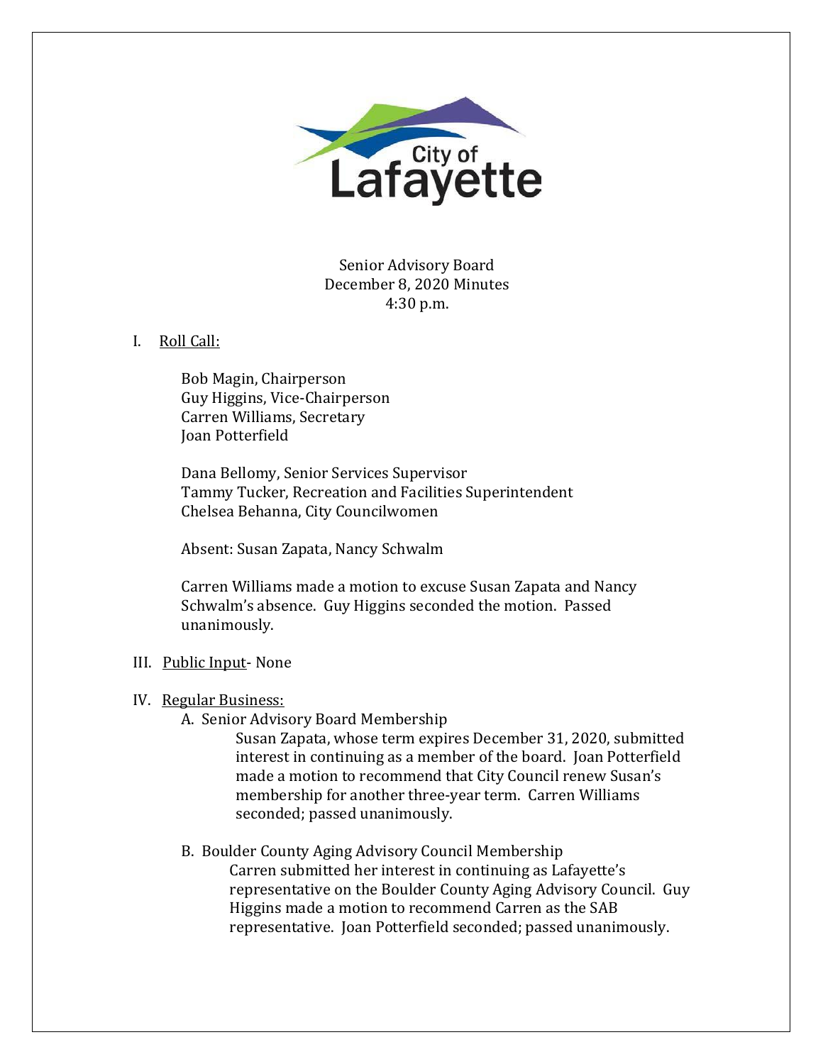City of Lafayette

Senior Advisory Board
December 8, 2020 Minutes
4:30 p.m.

I. Roll Call:

Bob Magin, Chairperson
Guy Higgins, Vice-Chairperson
Carren Williams, Secretary
Joan Potterfield

Dana Bellomy, Senior Services Supervisor
Tammy Tucker, Recreation and Facilities Superintendent
Chelsea Behanna, City Councilwomen

Absent: Susan Zapata, Nancy Schwalm

Carren Williams made a motion to excuse Susan Zapata and Nancy Schwalm's absence. Guy Higgins seconded the motion. Passed unanimously.

III. Public Input- None

IV. Regular Business:

A. Senior Advisory Board Membership

Susan Zapata, whose term expires December 31, 2020, submitted interest in continuing as a member of the board. Joan Potterfield made a motion to recommend that City Council renew Susan's membership for another three-year term. Carren Williams seconded; passed unanimously.

B. Boulder County Aging Advisory Council Membership

Carren submitted her interest in continuing as Lafayette's representative on the Boulder County Aging Advisory Council. Guy Higgins made a motion to recommend Carren as the SAB representative. Joan Potterfield seconded; passed unanimously.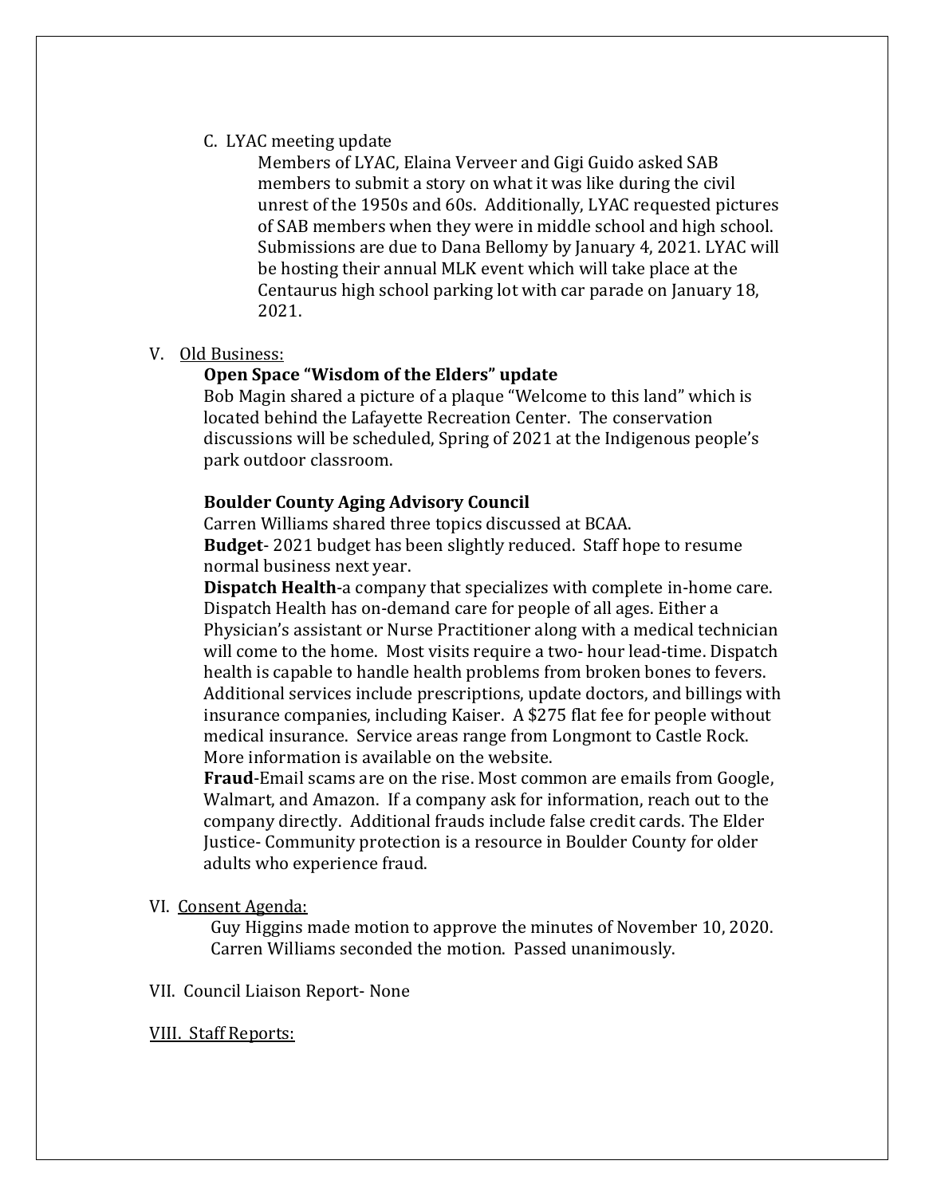C. LYAC meeting update

Members of LYAC, Elaina Verveer and Gigi Guido asked SAB members to submit a story on what it was like during the civil unrest of the 1950s and 60s. Additionally, LYAC requested pictures of SAB members when they were in middle school and high school. Submissions are due to Dana Bellomy by January 4, 2021. LYAC will be hosting their annual MLK event which will take place at the Centaurus high school parking lot with car parade on January 18, 2021.

V. <u>Old Business:</u>

**Open Space "Wisdom of the Elders" update**

Bob Magin shared a picture of a plaque "Welcome to this land" which is located behind the Lafayette Recreation Center. The conservation discussions will be scheduled, Spring of 2021 at the Indigenous people's park outdoor classroom.

**Boulder County Aging Advisory Council**

Carren Williams shared three topics discussed at BCAA.

**Budget**- 2021 budget has been slightly reduced. Staff hope to resume normal business next year.

**Dispatch Health**-a company that specializes with complete in-home care. Dispatch Health has on-demand care for people of all ages. Either a Physician's assistant or Nurse Practitioner along with a medical technician will come to the home. Most visits require a two- hour lead-time. Dispatch health is capable to handle health problems from broken bones to fevers. Additional services include prescriptions, update doctors, and billings with insurance companies, including Kaiser. A $275 flat fee for people without medical insurance. Service areas range from Longmont to Castle Rock. More information is available on the website.

**Fraud**-Email scams are on the rise. Most common are emails from Google, Walmart, and Amazon. If a company ask for information, reach out to the company directly. Additional frauds include false credit cards. The Elder Justice- Community protection is a resource in Boulder County for older adults who experience fraud.

VI. <u>Consent Agenda:</u>

Guy Higgins made motion to approve the minutes of November 10, 2020. Carren Williams seconded the motion. Passed unanimously.

VII. Council Liaison Report- None

<u>VIII. Staff Reports:</u>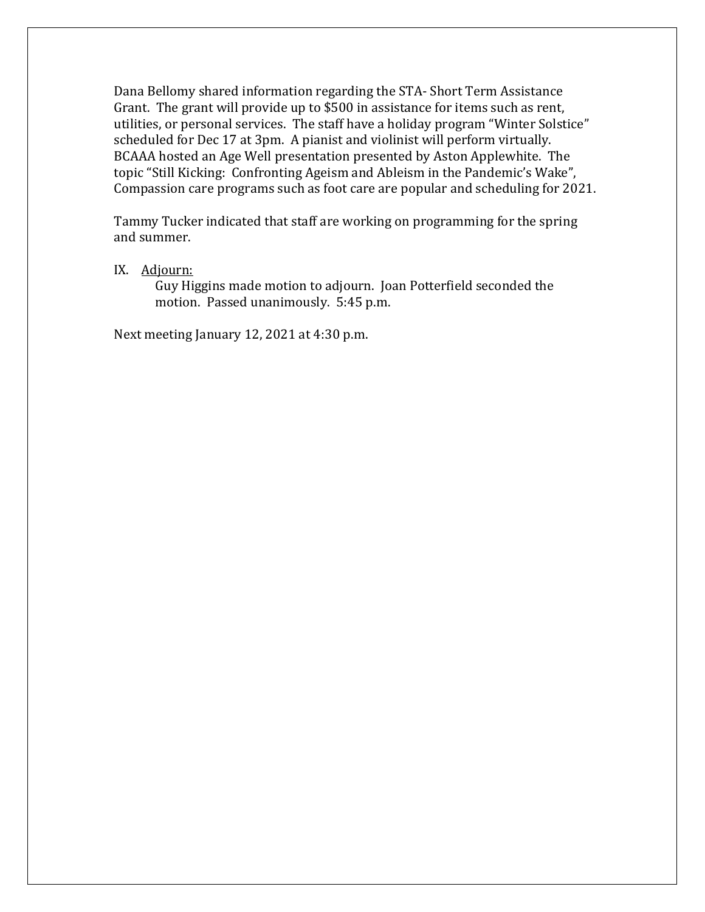Dana Bellomy shared information regarding the STA- Short Term Assistance Grant. The grant will provide up to $500 in assistance for items such as rent, utilities, or personal services. The staff have a holiday program "Winter Solstice" scheduled for Dec 17 at 3pm. A pianist and violinist will perform virtually. BCAAA hosted an Age Well presentation presented by Aston Applewhite. The topic "Still Kicking: Confronting Ageism and Ableism in the Pandemic's Wake", Compassion care programs such as foot care are popular and scheduling for 2021.

Tammy Tucker indicated that staff are working on programming for the spring and summer.

IX. Adjourn:

Guy Higgins made motion to adjourn. Joan Potterfield seconded the motion. Passed unanimously. 5:45 p.m.

Next meeting January 12, 2021 at 4:30 p.m.